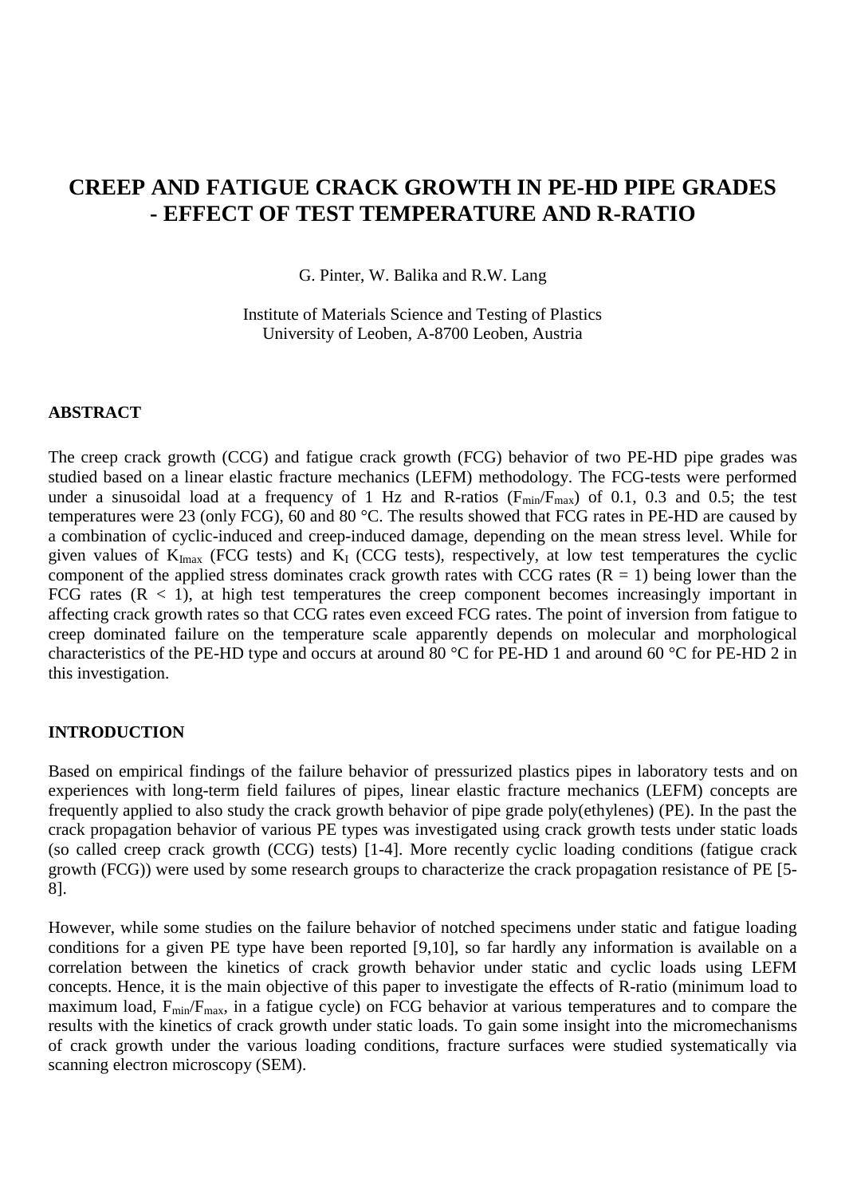# CREEP AND FATIGUE CRACK GROWTH IN PE-HD PIPE GRADES - EFFECT OF TEST TEMPERATURE AND R-RATIO

G. Pinter, W. Balika and R.W. Lang

Institute of Materials Science and Testing of Plastics
University of Leoben, A-8700 Leoben, Austria

## ABSTRACT

The creep crack growth (CCG) and fatigue crack growth (FCG) behavior of two PE-HD pipe grades was studied based on a linear elastic fracture mechanics (LEFM) methodology. The FCG-tests were performed under a sinusoidal load at a frequency of 1 Hz and R-ratios ($F_{min}/F_{max}$) of 0.1, 0.3 and 0.5; the test temperatures were 23 (only FCG), 60 and 80 °C. The results showed that FCG rates in PE-HD are caused by a combination of cyclic-induced and creep-induced damage, depending on the mean stress level. While for given values of $K_{Imax}$ (FCG tests) and $K_I$ (CCG tests), respectively, at low test temperatures the cyclic component of the applied stress dominates crack growth rates with CCG rates ($R = 1$) being lower than the FCG rates ($R < 1$), at high test temperatures the creep component becomes increasingly important in affecting crack growth rates so that CCG rates even exceed FCG rates. The point of inversion from fatigue to creep dominated failure on the temperature scale apparently depends on molecular and morphological characteristics of the PE-HD type and occurs at around 80 °C for PE-HD 1 and around 60 °C for PE-HD 2 in this investigation.

## INTRODUCTION

Based on empirical findings of the failure behavior of pressurized plastics pipes in laboratory tests and on experiences with long-term field failures of pipes, linear elastic fracture mechanics (LEFM) concepts are frequently applied to also study the crack growth behavior of pipe grade poly(ethylenes) (PE). In the past the crack propagation behavior of various PE types was investigated using crack growth tests under static loads (so called creep crack growth (CCG) tests) [1-4]. More recently cyclic loading conditions (fatigue crack growth (FCG)) were used by some research groups to characterize the crack propagation resistance of PE [5-8].

However, while some studies on the failure behavior of notched specimens under static and fatigue loading conditions for a given PE type have been reported [9,10], so far hardly any information is available on a correlation between the kinetics of crack growth behavior under static and cyclic loads using LEFM concepts. Hence, it is the main objective of this paper to investigate the effects of R-ratio (minimum load to maximum load, $F_{min}/F_{max}$, in a fatigue cycle) on FCG behavior at various temperatures and to compare the results with the kinetics of crack growth under static loads. To gain some insight into the micromechanisms of crack growth under the various loading conditions, fracture surfaces were studied systematically via scanning electron microscopy (SEM).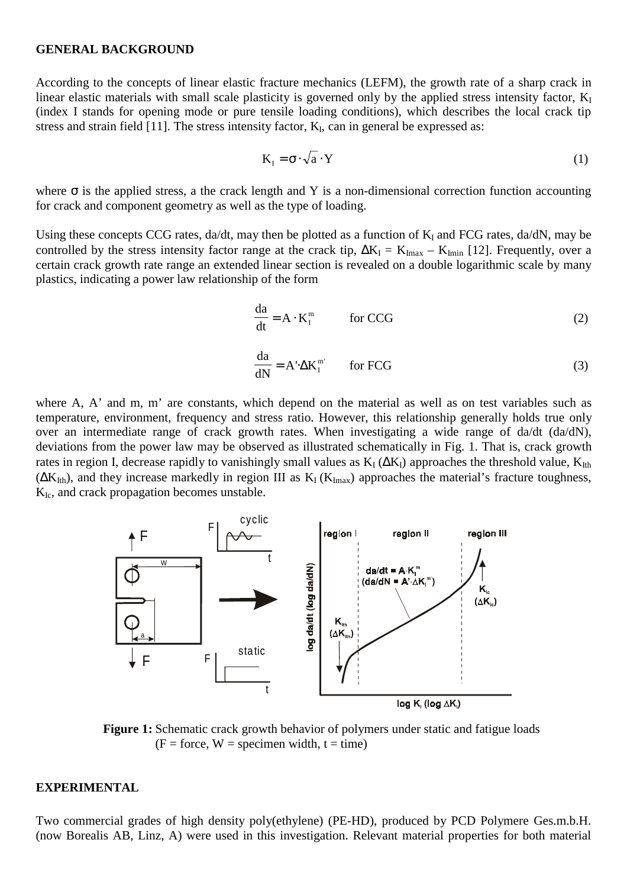**GENERAL BACKGROUND**

According to the concepts of linear elastic fracture mechanics (LEFM), the growth rate of a sharp crack in linear elastic materials with small scale plasticity is governed only by the applied stress intensity factor, $K_I$ (index I stands for opening mode or pure tensile loading conditions), which describes the local crack tip stress and strain field [11]. The stress intensity factor, $K_I$, can in general be expressed as:

$$K_I = \sigma \cdot \sqrt{a} \cdot Y \tag{1}$$

where $\sigma$ is the applied stress, a the crack length and Y is a non-dimensional correction function accounting for crack and component geometry as well as the type of loading.

Using these concepts CCG rates, da/dt, may then be plotted as a function of $K_I$ and FCG rates, da/dN, may be controlled by the stress intensity factor range at the crack tip, $\Delta K_I = K_{Imax} - K_{Imin}$ [12]. Frequently, over a certain crack growth rate range an extended linear section is revealed on a double logarithmic scale by many plastics, indicating a power law relationship of the form

$$\frac{da}{dt} = A \cdot K_I^m \qquad \text{for CCG} \tag{2}$$

$$\frac{da}{dN} = A' \cdot \Delta K_I^{m'} \qquad \text{for FCG} \tag{3}$$

where A, A' and m, m' are constants, which depend on the material as well as on test variables such as temperature, environment, frequency and stress ratio. However, this relationship generally holds true only over an intermediate range of crack growth rates. When investigating a wide range of da/dt (da/dN), deviations from the power law may be observed as illustrated schematically in Fig. 1. That is, crack growth rates in region I, decrease rapidly to vanishingly small values as $K_I$ ($\Delta K_I$) approaches the threshold value, $K_{Ith}$ ($\Delta K_{Ith}$), and they increase markedly in region III as $K_I$ ($K_{Imax}$) approaches the material's fracture toughness, $K_{Ic}$, and crack propagation becomes unstable.

**Figure 1:** Schematic crack growth behavior of polymers under static and fatigue loads (F = force, W = specimen width, t = time)

**EXPERIMENTAL**

Two commercial grades of high density poly(ethylene) (PE-HD), produced by PCD Polymere Ges.m.b.H. (now Borealis AB, Linz, A) were used in this investigation. Relevant material properties for both material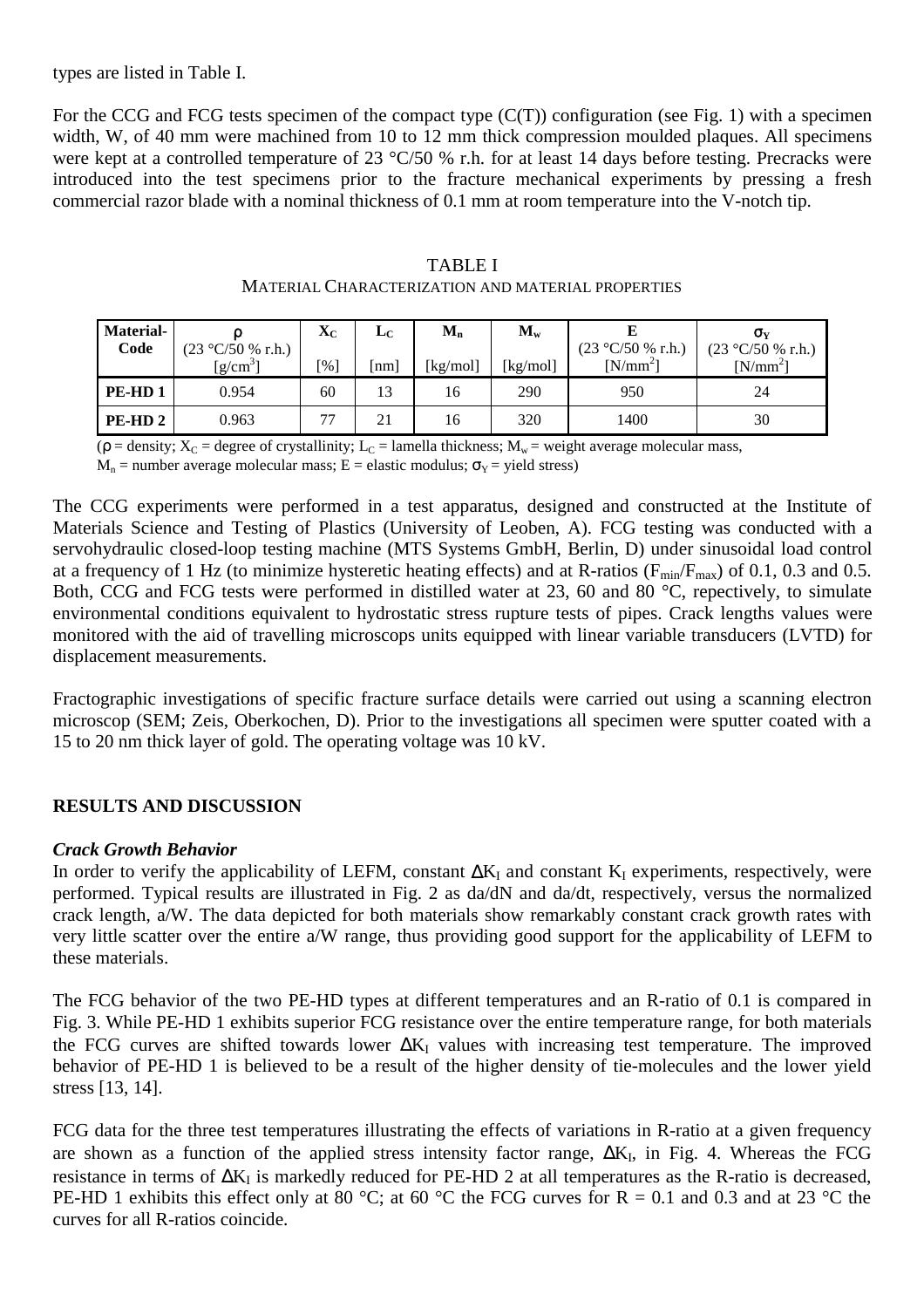types are listed in Table I.

For the CCG and FCG tests specimen of the compact type (C(T)) configuration (see Fig. 1) with a specimen width, W, of 40 mm were machined from 10 to 12 mm thick compression moulded plaques. All specimens were kept at a controlled temperature of 23 °C/50 % r.h. for at least 14 days before testing. Precracks were introduced into the test specimens prior to the fracture mechanical experiments by pressing a fresh commercial razor blade with a nominal thickness of 0.1 mm at room temperature into the V-notch tip.

TABLE I
MATERIAL CHARACTERIZATION AND MATERIAL PROPERTIES

| Material-Code | $\rho$ (23 °C/50 % r.h.) [g/cm³] | $X_C$ [%] | $L_C$ [nm] | $M_n$ [kg/mol] | $M_w$ [kg/mol] | E (23 °C/50 % r.h.) [N/mm²] | $\sigma_Y$ (23 °C/50 % r.h.) [N/mm²] |
|---|---|---|---|---|---|---|---|
| **PE-HD 1** | 0.954 | 60 | 13 | 16 | 290 | 950 | 24 |
| **PE-HD 2** | 0.963 | 77 | 21 | 16 | 320 | 1400 | 30 |

($\rho$ = density; $X_C$ = degree of crystallinity; $L_C$ = lamella thickness; $M_w$ = weight average molecular mass, $M_n$ = number average molecular mass; E = elastic modulus; $\sigma_Y$ = yield stress)

The CCG experiments were performed in a test apparatus, designed and constructed at the Institute of Materials Science and Testing of Plastics (University of Leoben, A). FCG testing was conducted with a servohydraulic closed-loop testing machine (MTS Systems GmbH, Berlin, D) under sinusoidal load control at a frequency of 1 Hz (to minimize hysteretic heating effects) and at R-ratios ($F_{min}/F_{max}$) of 0.1, 0.3 and 0.5. Both, CCG and FCG tests were performed in distilled water at 23, 60 and 80 °C, repectively, to simulate environmental conditions equivalent to hydrostatic stress rupture tests of pipes. Crack lengths values were monitored with the aid of travelling microscops units equipped with linear variable transducers (LVTD) for displacement measurements.

Fractographic investigations of specific fracture surface details were carried out using a scanning electron microscop (SEM; Zeis, Oberkochen, D). Prior to the investigations all specimen were sputter coated with a 15 to 20 nm thick layer of gold. The operating voltage was 10 kV.

## RESULTS AND DISCUSSION

### *Crack Growth Behavior*

In order to verify the applicability of LEFM, constant $\Delta K_I$ and constant $K_I$ experiments, respectively, were performed. Typical results are illustrated in Fig. 2 as da/dN and da/dt, respectively, versus the normalized crack length, a/W. The data depicted for both materials show remarkably constant crack growth rates with very little scatter over the entire a/W range, thus providing good support for the applicability of LEFM to these materials.

The FCG behavior of the two PE-HD types at different temperatures and an R-ratio of 0.1 is compared in Fig. 3. While PE-HD 1 exhibits superior FCG resistance over the entire temperature range, for both materials the FCG curves are shifted towards lower $\Delta K_I$ values with increasing test temperature. The improved behavior of PE-HD 1 is believed to be a result of the higher density of tie-molecules and the lower yield stress [13, 14].

FCG data for the three test temperatures illustrating the effects of variations in R-ratio at a given frequency are shown as a function of the applied stress intensity factor range, $\Delta K_I$, in Fig. 4. Whereas the FCG resistance in terms of $\Delta K_I$ is markedly reduced for PE-HD 2 at all temperatures as the R-ratio is decreased, PE-HD 1 exhibits this effect only at 80 °C; at 60 °C the FCG curves for R = 0.1 and 0.3 and at 23 °C the curves for all R-ratios coincide.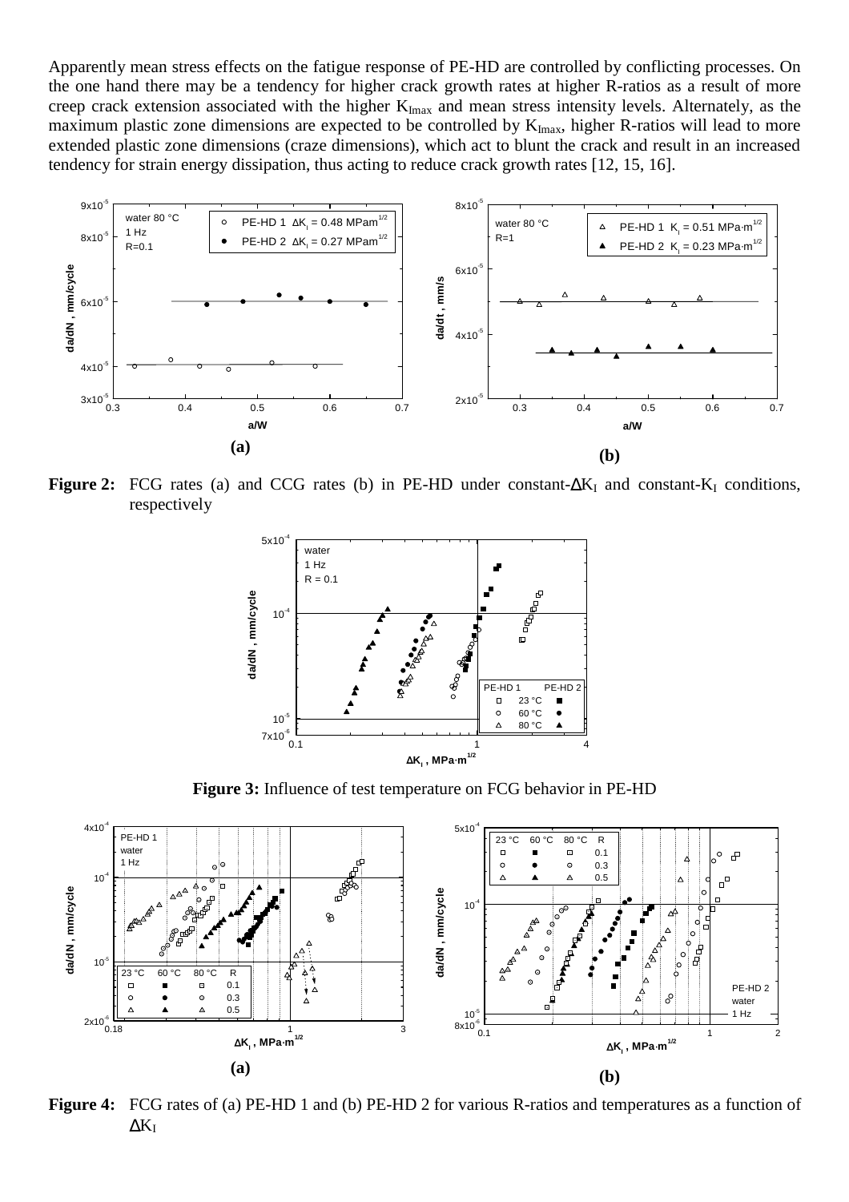Apparently mean stress effects on the fatigue response of PE-HD are controlled by conflicting processes. On the one hand there may be a tendency for higher crack growth rates at higher R-ratios as a result of more creep crack extension associated with the higher $K_{Imax}$ and mean stress intensity levels. Alternately, as the maximum plastic zone dimensions are expected to be controlled by $K_{Imax}$, higher R-ratios will lead to more extended plastic zone dimensions (craze dimensions), which act to blunt the crack and result in an increased tendency for strain energy dissipation, thus acting to reduce crack growth rates [12, 15, 16].

**Figure 2:** FCG rates (a) and CCG rates (b) in PE-HD under constant-$\Delta K_I$ and constant-$K_I$ conditions, respectively

**Figure 3:** Influence of test temperature on FCG behavior in PE-HD

**Figure 4:** FCG rates of (a) PE-HD 1 and (b) PE-HD 2 for various R-ratios and temperatures as a function of $\Delta K_I$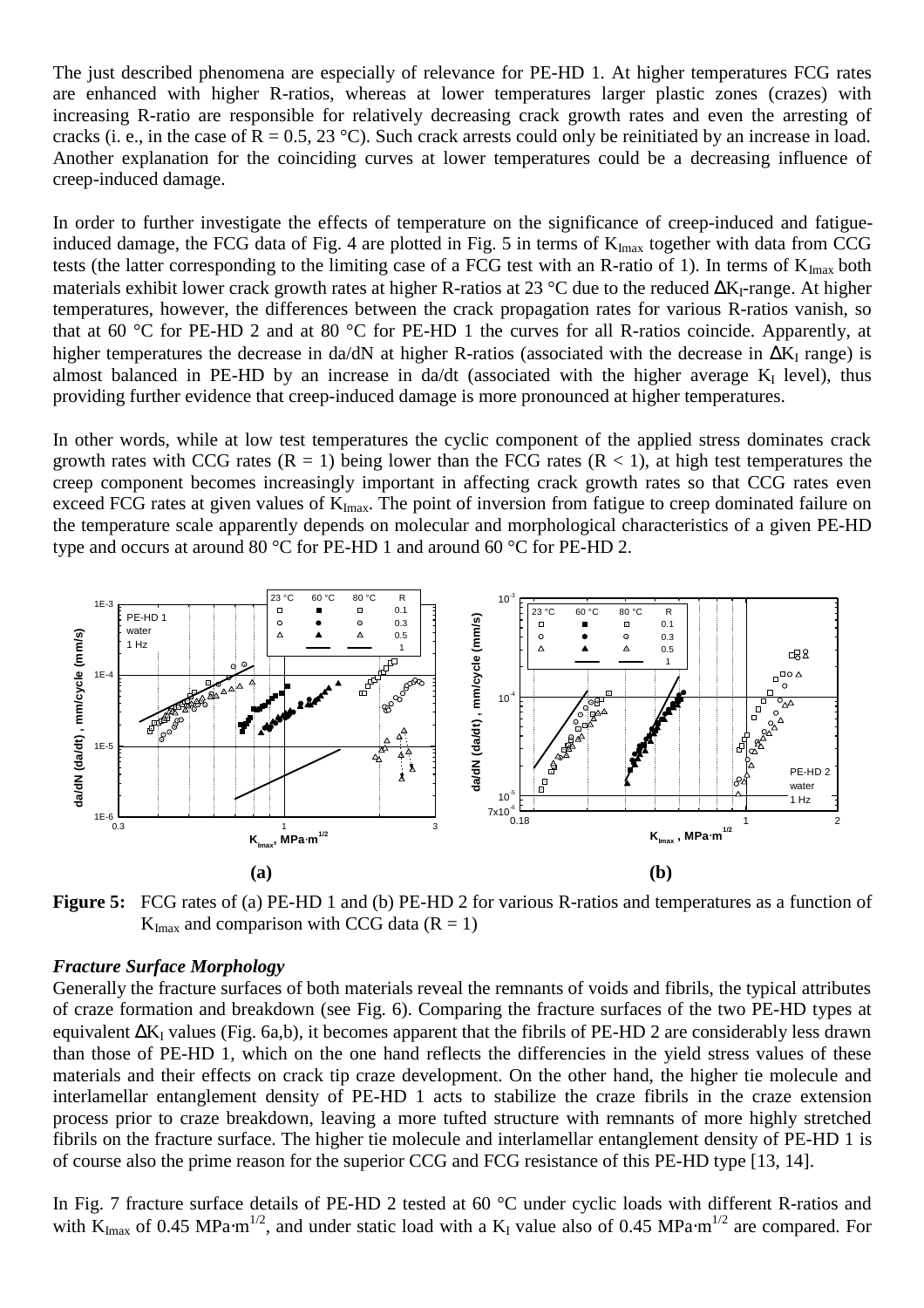The just described phenomena are especially of relevance for PE-HD 1. At higher temperatures FCG rates are enhanced with higher R-ratios, whereas at lower temperatures larger plastic zones (crazes) with increasing R-ratio are responsible for relatively decreasing crack growth rates and even the arresting of cracks (i. e., in the case of $R = 0.5$, 23 °C). Such crack arrests could only be reinitiated by an increase in load. Another explanation for the coinciding curves at lower temperatures could be a decreasing influence of creep-induced damage.

In order to further investigate the effects of temperature on the significance of creep-induced and fatigue-induced damage, the FCG data of Fig. 4 are plotted in Fig. 5 in terms of $K_{Imax}$ together with data from CCG tests (the latter corresponding to the limiting case of a FCG test with an R-ratio of 1). In terms of $K_{Imax}$ both materials exhibit lower crack growth rates at higher R-ratios at 23 °C due to the reduced $\Delta K_I$-range. At higher temperatures, however, the differences between the crack propagation rates for various R-ratios vanish, so that at 60 °C for PE-HD 2 and at 80 °C for PE-HD 1 the curves for all R-ratios coincide. Apparently, at higher temperatures the decrease in da/dN at higher R-ratios (associated with the decrease in $\Delta K_I$ range) is almost balanced in PE-HD by an increase in da/dt (associated with the higher average $K_I$ level), thus providing further evidence that creep-induced damage is more pronounced at higher temperatures.

In other words, while at low test temperatures the cyclic component of the applied stress dominates crack growth rates with CCG rates ($R = 1$) being lower than the FCG rates ($R < 1$), at high test temperatures the creep component becomes increasingly important in affecting crack growth rates so that CCG rates even exceed FCG rates at given values of $K_{Imax}$. The point of inversion from fatigue to creep dominated failure on the temperature scale apparently depends on molecular and morphological characteristics of a given PE-HD type and occurs at around 80 °C for PE-HD 1 and around 60 °C for PE-HD 2.

**(a)** **(b)**

**Figure 5:** FCG rates of (a) PE-HD 1 and (b) PE-HD 2 for various R-ratios and temperatures as a function of $K_{Imax}$ and comparison with CCG data ($R = 1$)

### *Fracture Surface Morphology*

Generally the fracture surfaces of both materials reveal the remnants of voids and fibrils, the typical attributes of craze formation and breakdown (see Fig. 6). Comparing the fracture surfaces of the two PE-HD types at equivalent $\Delta K_I$ values (Fig. 6a,b), it becomes apparent that the fibrils of PE-HD 2 are considerably less drawn than those of PE-HD 1, which on the one hand reflects the differencies in the yield stress values of these materials and their effects on crack tip craze development. On the other hand, the higher tie molecule and interlamellar entanglement density of PE-HD 1 acts to stabilize the craze fibrils in the craze extension process prior to craze breakdown, leaving a more tufted structure with remnants of more highly stretched fibrils on the fracture surface. The higher tie molecule and interlamellar entanglement density of PE-HD 1 is of course also the prime reason for the superior CCG and FCG resistance of this PE-HD type [13, 14].

In Fig. 7 fracture surface details of PE-HD 2 tested at 60 °C under cyclic loads with different R-ratios and with $K_{Imax}$ of 0.45 MPa·m$^{1/2}$, and under static load with a $K_I$ value also of 0.45 MPa·m$^{1/2}$ are compared. For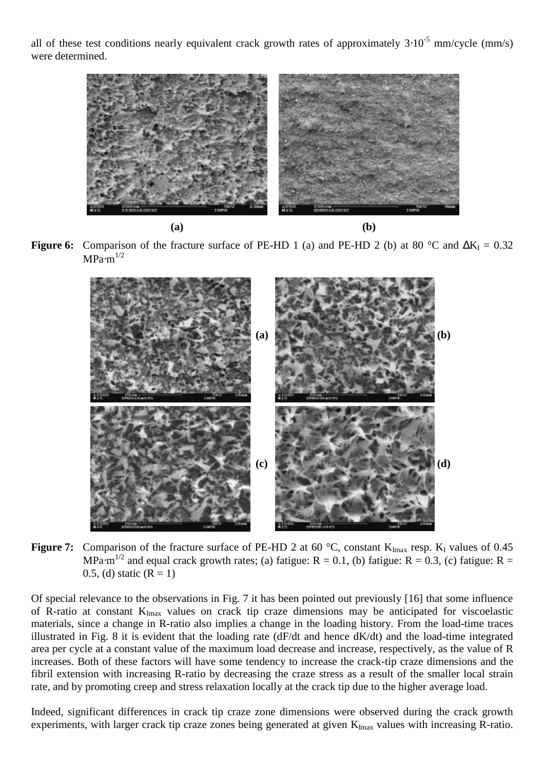all of these test conditions nearly equivalent crack growth rates of approximately $3 \cdot 10^{-5}$ mm/cycle (mm/s) were determined.

**Figure 6:** Comparison of the fracture surface of PE-HD 1 (a) and PE-HD 2 (b) at 80 °C and $\Delta K_I = 0.32$ MPa·m$^{1/2}$

**Figure 7:** Comparison of the fracture surface of PE-HD 2 at 60 °C, constant $K_{Imax}$ resp. $K_I$ values of 0.45 MPa·m$^{1/2}$ and equal crack growth rates; (a) fatigue: R = 0.1, (b) fatigue: R = 0.3, (c) fatigue: R = 0.5, (d) static (R = 1)

Of special relevance to the observations in Fig. 7 it has been pointed out previously [16] that some influence of R-ratio at constant $K_{Imax}$ values on crack tip craze dimensions may be anticipated for viscoelastic materials, since a change in R-ratio also implies a change in the loading history. From the load-time traces illustrated in Fig. 8 it is evident that the loading rate (dF/dt and hence dK/dt) and the load-time integrated area per cycle at a constant value of the maximum load decrease and increase, respectively, as the value of R increases. Both of these factors will have some tendency to increase the crack-tip craze dimensions and the fibril extension with increasing R-ratio by decreasing the craze stress as a result of the smaller local strain rate, and by promoting creep and stress relaxation locally at the crack tip due to the higher average load.

Indeed, significant differences in crack tip craze zone dimensions were observed during the crack growth experiments, with larger crack tip craze zones being generated at given $K_{Imax}$ values with increasing R-ratio.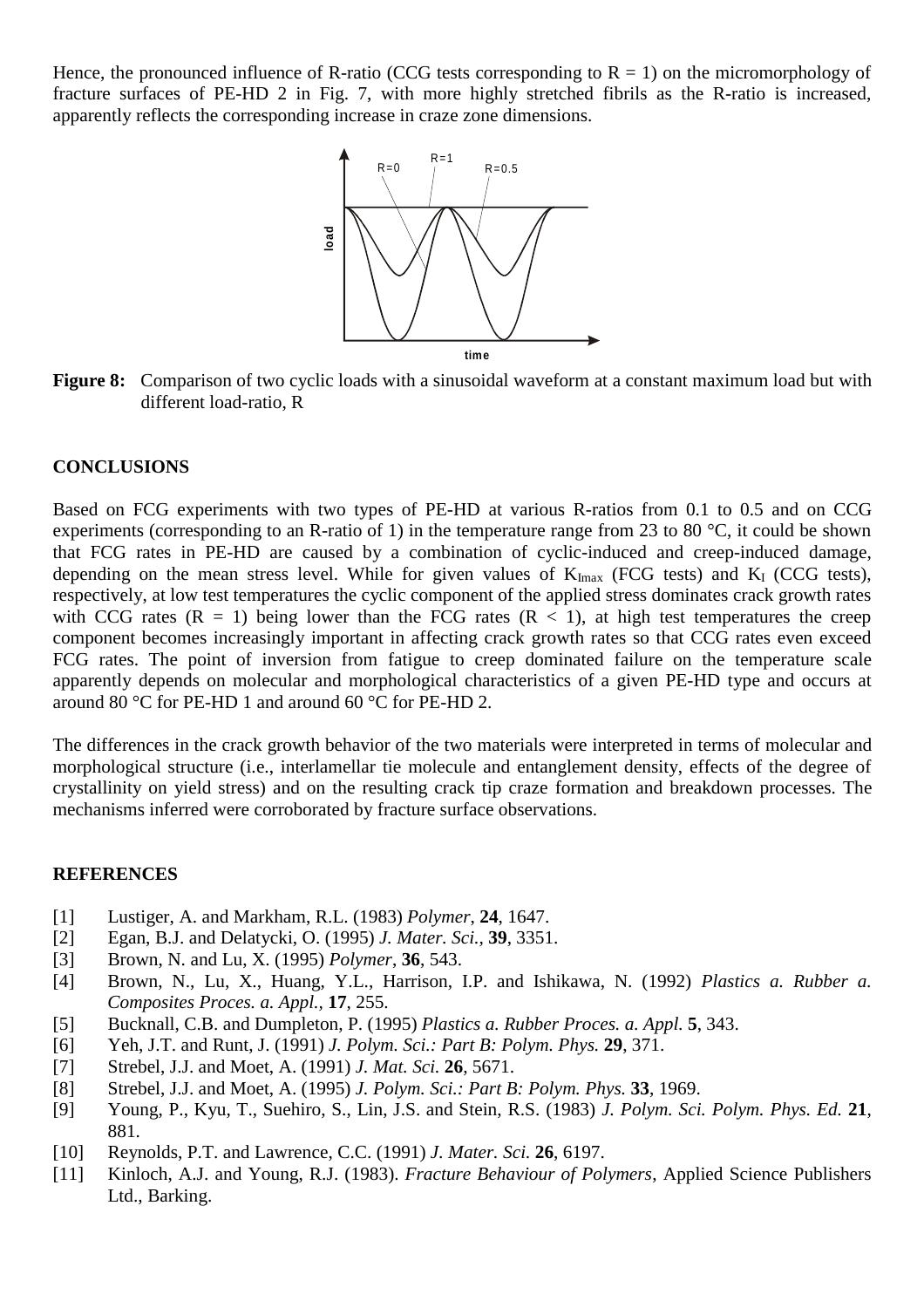Hence, the pronounced influence of R-ratio (CCG tests corresponding to R = 1) on the micromorphology of fracture surfaces of PE-HD 2 in Fig. 7, with more highly stretched fibrils as the R-ratio is increased, apparently reflects the corresponding increase in craze zone dimensions.

**Figure 8:** Comparison of two cyclic loads with a sinusoidal waveform at a constant maximum load but with different load-ratio, R

## CONCLUSIONS

Based on FCG experiments with two types of PE-HD at various R-ratios from 0.1 to 0.5 and on CCG experiments (corresponding to an R-ratio of 1) in the temperature range from 23 to 80 °C, it could be shown that FCG rates in PE-HD are caused by a combination of cyclic-induced and creep-induced damage, depending on the mean stress level. While for given values of $K_{Imax}$ (FCG tests) and $K_I$ (CCG tests), respectively, at low test temperatures the cyclic component of the applied stress dominates crack growth rates with CCG rates (R = 1) being lower than the FCG rates (R < 1), at high test temperatures the creep component becomes increasingly important in affecting crack growth rates so that CCG rates even exceed FCG rates. The point of inversion from fatigue to creep dominated failure on the temperature scale apparently depends on molecular and morphological characteristics of a given PE-HD type and occurs at around 80 °C for PE-HD 1 and around 60 °C for PE-HD 2.

The differences in the crack growth behavior of the two materials were interpreted in terms of molecular and morphological structure (i.e., interlamellar tie molecule and entanglement density, effects of the degree of crystallinity on yield stress) and on the resulting crack tip craze formation and breakdown processes. The mechanisms inferred were corroborated by fracture surface observations.

## REFERENCES

[1] Lustiger, A. and Markham, R.L. (1983) *Polymer*, **24**, 1647.
[2] Egan, B.J. and Delatycki, O. (1995) *J. Mater. Sci.*, **39**, 3351.
[3] Brown, N. and Lu, X. (1995) *Polymer*, **36**, 543.
[4] Brown, N., Lu, X., Huang, Y.L., Harrison, I.P. and Ishikawa, N. (1992) *Plastics a. Rubber a. Composites Proces. a. Appl.*, **17**, 255.
[5] Bucknall, C.B. and Dumpleton, P. (1995) *Plastics a. Rubber Proces. a. Appl.* **5**, 343.
[6] Yeh, J.T. and Runt, J. (1991) *J. Polym. Sci.: Part B: Polym. Phys.* **29**, 371.
[7] Strebel, J.J. and Moet, A. (1991) *J. Mat. Sci.* **26**, 5671.
[8] Strebel, J.J. and Moet, A. (1995) *J. Polym. Sci.: Part B: Polym. Phys.* **33**, 1969.
[9] Young, P., Kyu, T., Suehiro, S., Lin, J.S. and Stein, R.S. (1983) *J. Polym. Sci. Polym. Phys. Ed.* **21**, 881.
[10] Reynolds, P.T. and Lawrence, C.C. (1991) *J. Mater. Sci.* **26**, 6197.
[11] Kinloch, A.J. and Young, R.J. (1983). *Fracture Behaviour of Polymers*, Applied Science Publishers Ltd., Barking.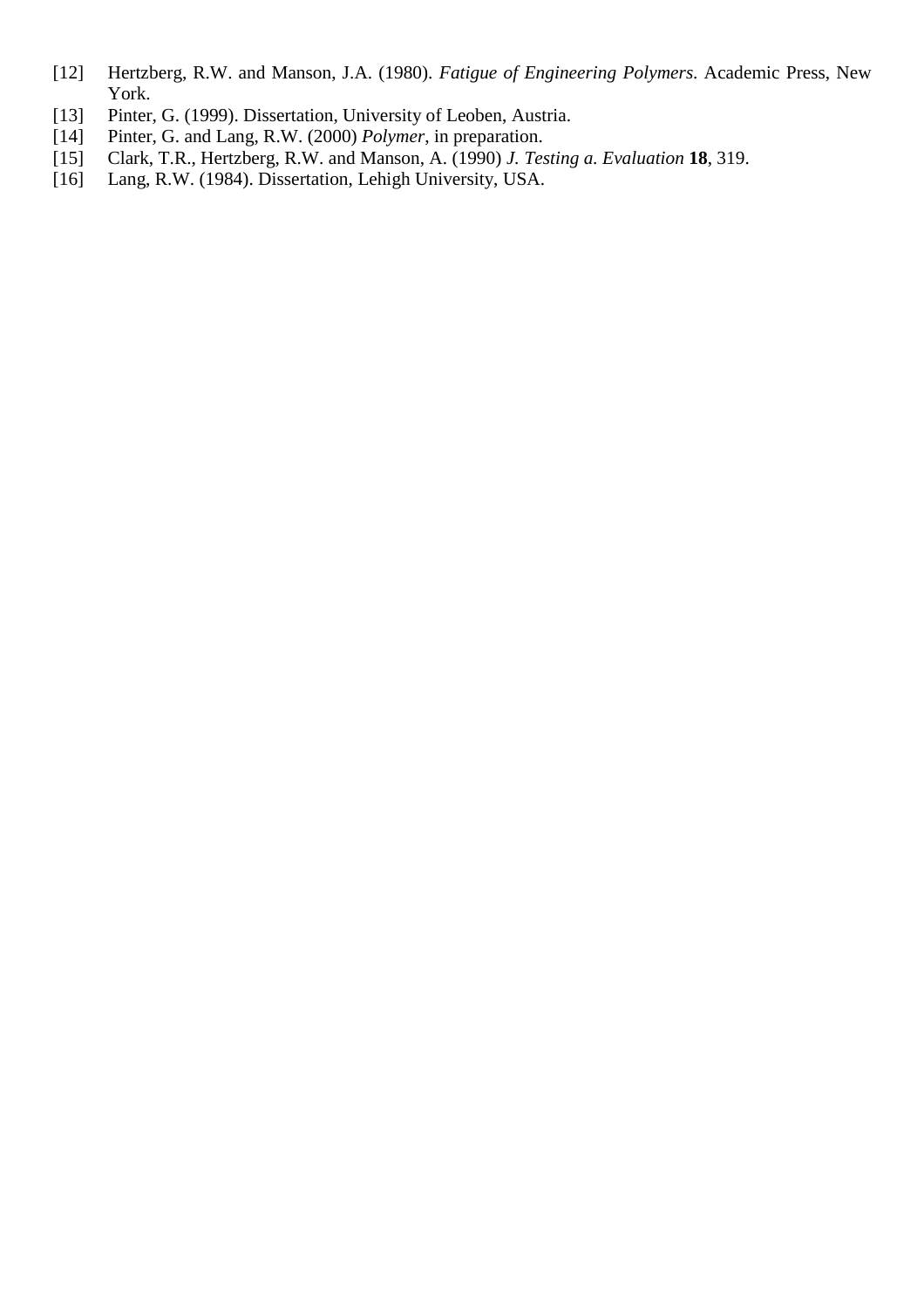[12] Hertzberg, R.W. and Manson, J.A. (1980). *Fatigue of Engineering Polymers*. Academic Press, New York.
[13] Pinter, G. (1999). Dissertation, University of Leoben, Austria.
[14] Pinter, G. and Lang, R.W. (2000) *Polymer*, in preparation.
[15] Clark, T.R., Hertzberg, R.W. and Manson, A. (1990) *J. Testing a. Evaluation* **18**, 319.
[16] Lang, R.W. (1984). Dissertation, Lehigh University, USA.